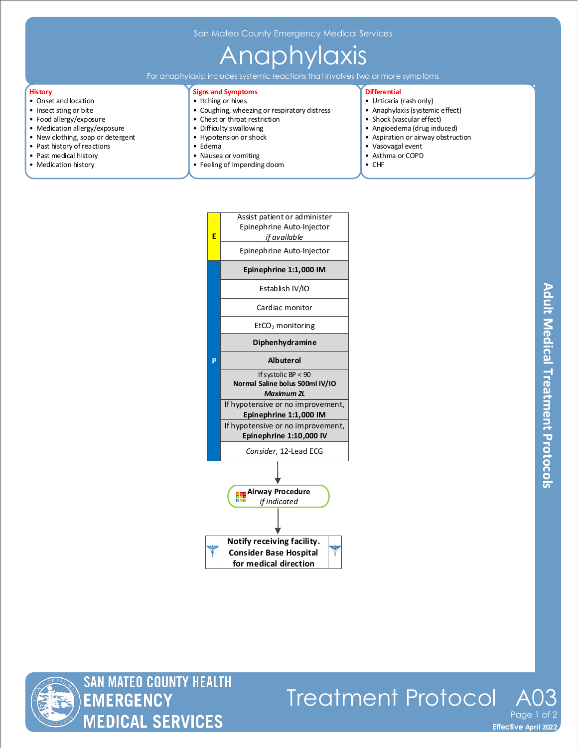San Mateo County Emergency Medical Services

# Anaphylaxis

For anaphylaxis; includes systemic reactions that involves two or more symptoms

### History

- Onset and location
- Insect sting or bite
- Food allergy/exposure
- Medication allergy/exposure
- New clothing, soap or detergent
- Past history of reactions
- Past medical history
- Medication history

### Signs and Symptoms

- Itching or hives
- Coughing, wheezing or respiratory distress
- Chest or throat restriction
- Difficulty swallowing
- Hypotension or shock
- Edema
- Nausea or vomiting
- Feeling of impending doom

### Differential

- Urticaria (rash only)
- Anaphylaxis (systemic effect)
- Shock (vascular effect)
- Angioedema (drug induced)
- Aspiration or airway obstruction
- Vasovagal event
- Asthma or COPD
- CHF

| Level | Intervention |
|---|---|
| E | Assist patient or administer Epinephrine Auto-Injector *if available* |
| E | Epinephrine Auto-Injector |
| P | **Epinephrine 1:1,000 IM** |
| P | Establish IV/IO |
| P | Cardiac monitor |
| P | $EtCO_2$ monitoring |
| P | **Diphenhydramine** |
| P | **Albuterol** |
| P | If systolic BP < 90 **Normal Saline bolus 500ml IV/IO** ***Maximum 2L*** |
| P | If hypotensive or no improvement, **Epinephrine 1:1,000 IM** |
| P | If hypotensive or no improvement, **Epinephrine 1:10,000 IV** |
| P | *Consider*, 12-Lead ECG |

↓

**Airway Procedure** *if indicated*

↓

**Notify receiving facility. Consider Base Hospital for medical direction**

Adult Medical Treatment Protocols

SAN MATEO COUNTY HEALTH EMERGENCY MEDICAL SERVICES

Treatment Protocol A03

Effective April 2022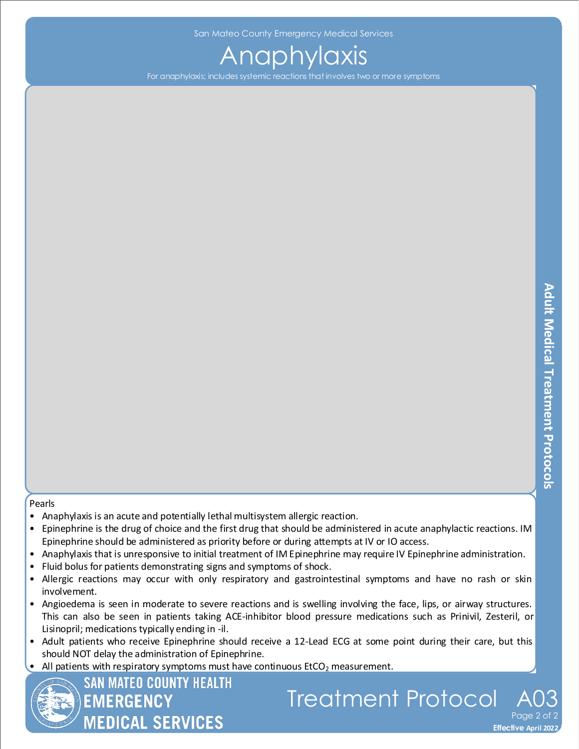# Anaphylaxis

For anaphylaxis; includes systemic reactions that involves two or more symptoms

Pearls

- Anaphylaxis is an acute and potentially lethal multisystem allergic reaction.
- Epinephrine is the drug of choice and the first drug that should be administered in acute anaphylactic reactions. IM Epinephrine should be administered as priority before or during attempts at IV or IO access.
- Anaphylaxis that is unresponsive to initial treatment of IM Epinephrine may require IV Epinephrine administration.
- Fluid bolus for patients demonstrating signs and symptoms of shock.
- Allergic reactions may occur with only respiratory and gastrointestinal symptoms and have no rash or skin involvement.
- Angioedema is seen in moderate to severe reactions and is swelling involving the face, lips, or airway structures. This can also be seen in patients taking ACE-inhibitor blood pressure medications such as Prinivil, Zesteril, or Lisinopril; medications typically ending in -il.
- Adult patients who receive Epinephrine should receive a 12-Lead ECG at some point during their care, but this should NOT delay the administration of Epinephrine.
- All patients with respiratory symptoms must have continuous $EtCO_2$ measurement.